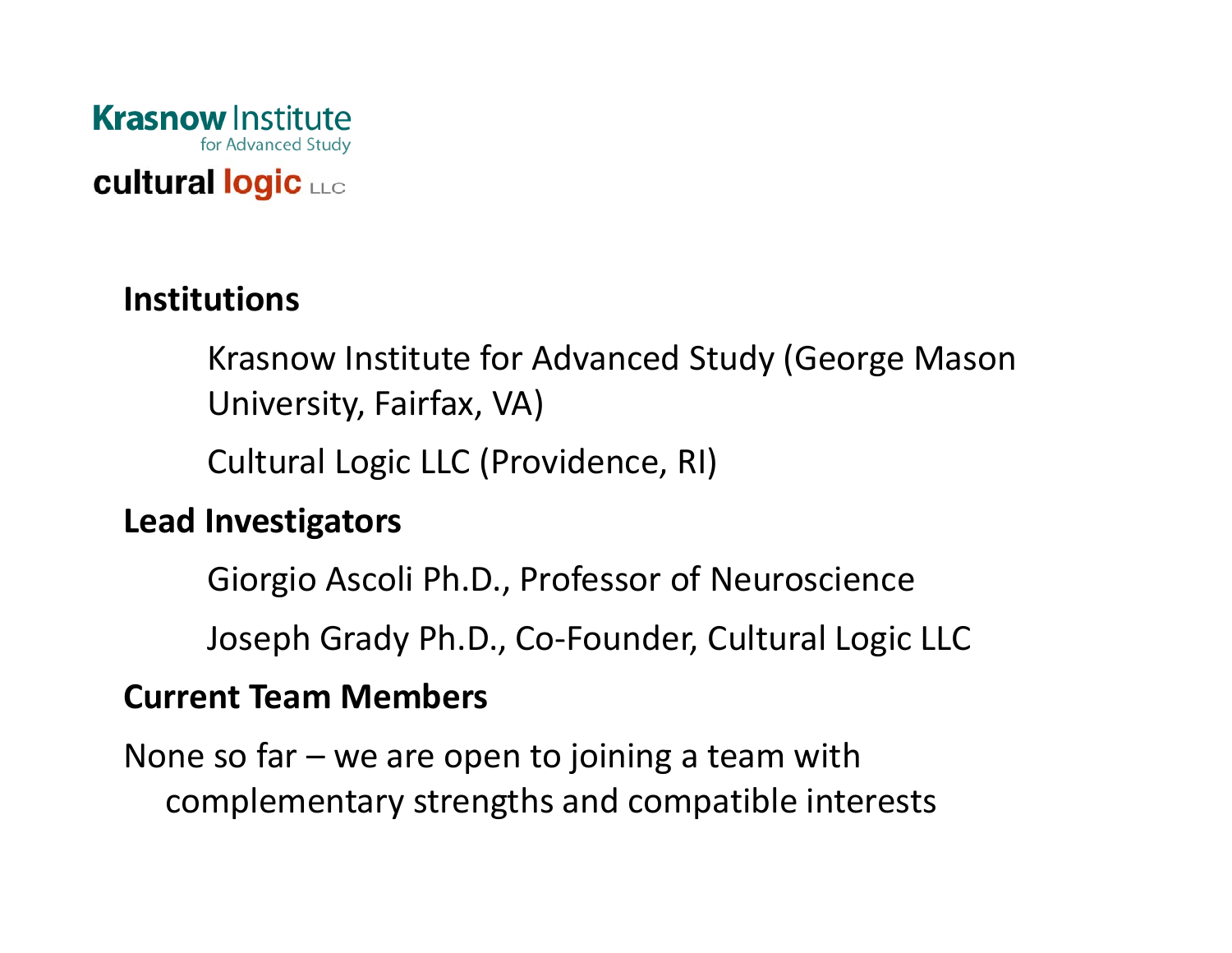**Krasnow Institute**
for Advanced Study

**cultural logic** LLC

## Institutions

Krasnow Institute for Advanced Study (George Mason University, Fairfax, VA)

Cultural Logic LLC (Providence, RI)

## Lead Investigators

Giorgio Ascoli Ph.D., Professor of Neuroscience

Joseph Grady Ph.D., Co-Founder, Cultural Logic LLC

## Current Team Members

None so far – we are open to joining a team with complementary strengths and compatible interests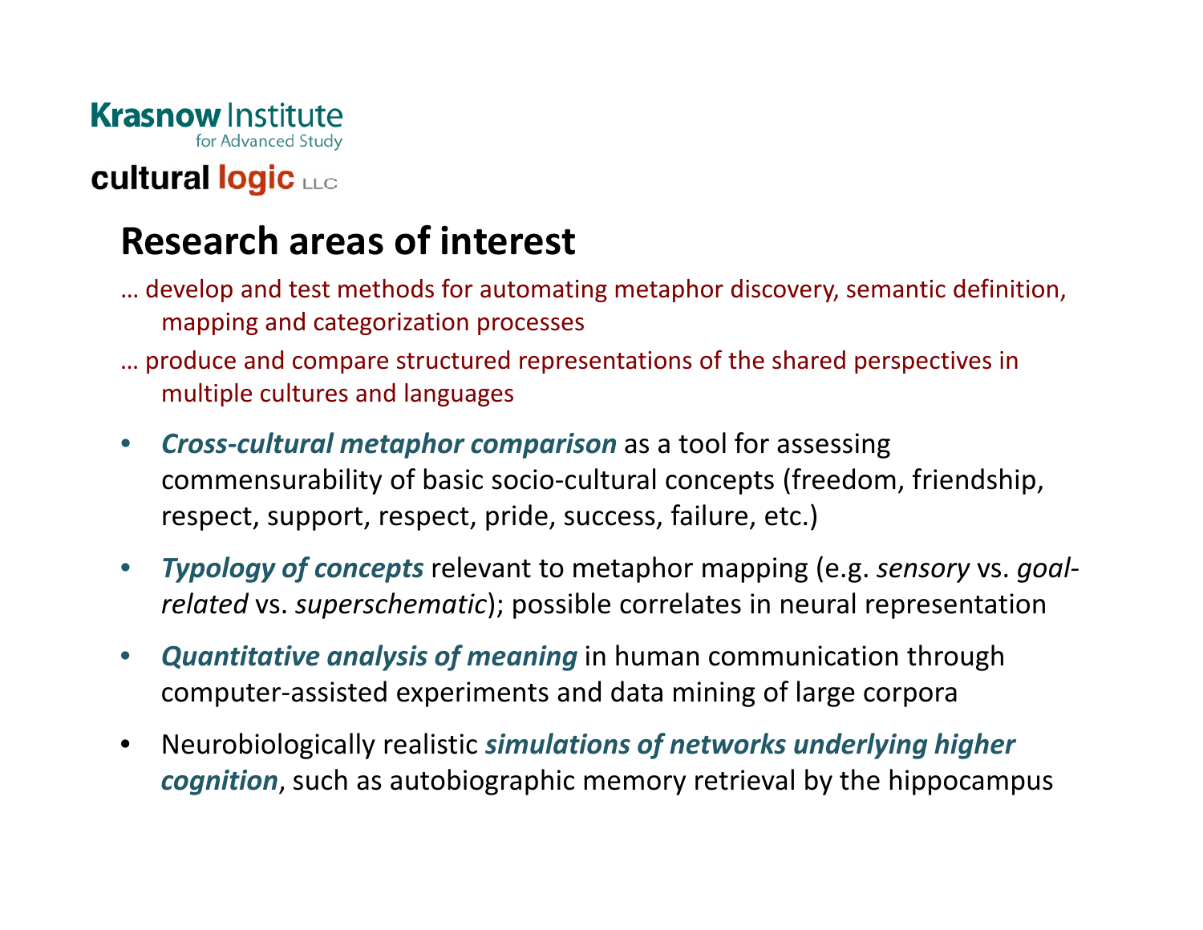Krasnow Institute for Advanced Study

cultural logic LLC

# Research areas of interest

… develop and test methods for automating metaphor discovery, semantic definition, mapping and categorization processes

… produce and compare structured representations of the shared perspectives in multiple cultures and languages

- ***Cross-cultural metaphor comparison*** as a tool for assessing commensurability of basic socio-cultural concepts (freedom, friendship, respect, support, respect, pride, success, failure, etc.)
- ***Typology of concepts*** relevant to metaphor mapping (e.g. *sensory* vs. *goal-related* vs. *superschematic*); possible correlates in neural representation
- ***Quantitative analysis of meaning*** in human communication through computer-assisted experiments and data mining of large corpora
- Neurobiologically realistic ***simulations of networks underlying higher cognition***, such as autobiographic memory retrieval by the hippocampus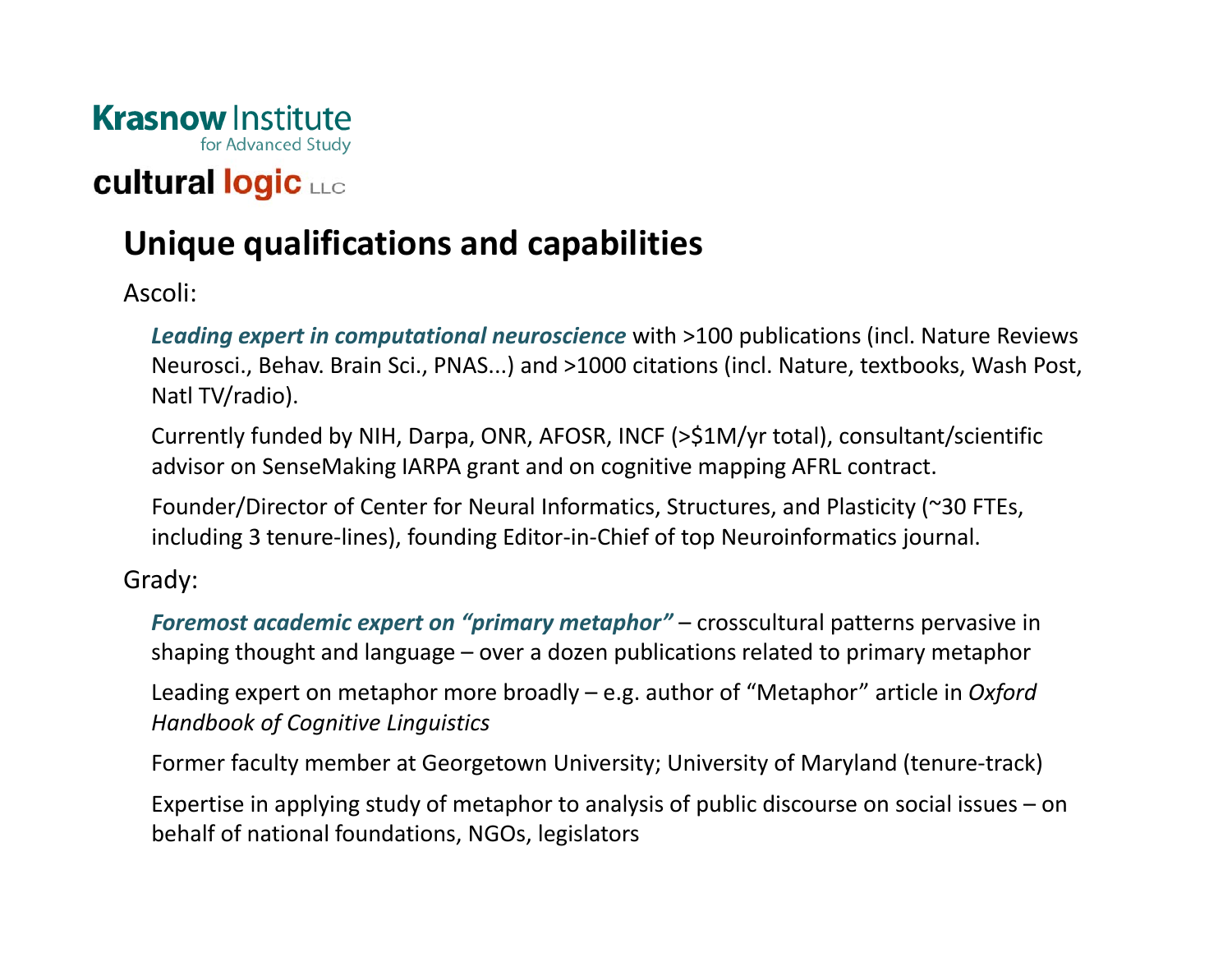Krasnow Institute for Advanced Study

cultural logic LLC

# Unique qualifications and capabilities

Ascoli:

***Leading expert in computational neuroscience*** with >100 publications (incl. Nature Reviews Neurosci., Behav. Brain Sci., PNAS...) and >1000 citations (incl. Nature, textbooks, Wash Post, Natl TV/radio).

Currently funded by NIH, Darpa, ONR, AFOSR, INCF (>$1M/yr total), consultant/scientific advisor on SenseMaking IARPA grant and on cognitive mapping AFRL contract.

Founder/Director of Center for Neural Informatics, Structures, and Plasticity (~30 FTEs, including 3 tenure-lines), founding Editor-in-Chief of top Neuroinformatics journal.

Grady:

***Foremost academic expert on "primary metaphor"*** – crosscultural patterns pervasive in shaping thought and language – over a dozen publications related to primary metaphor

Leading expert on metaphor more broadly – e.g. author of "Metaphor" article in *Oxford Handbook of Cognitive Linguistics*

Former faculty member at Georgetown University; University of Maryland (tenure-track)

Expertise in applying study of metaphor to analysis of public discourse on social issues – on behalf of national foundations, NGOs, legislators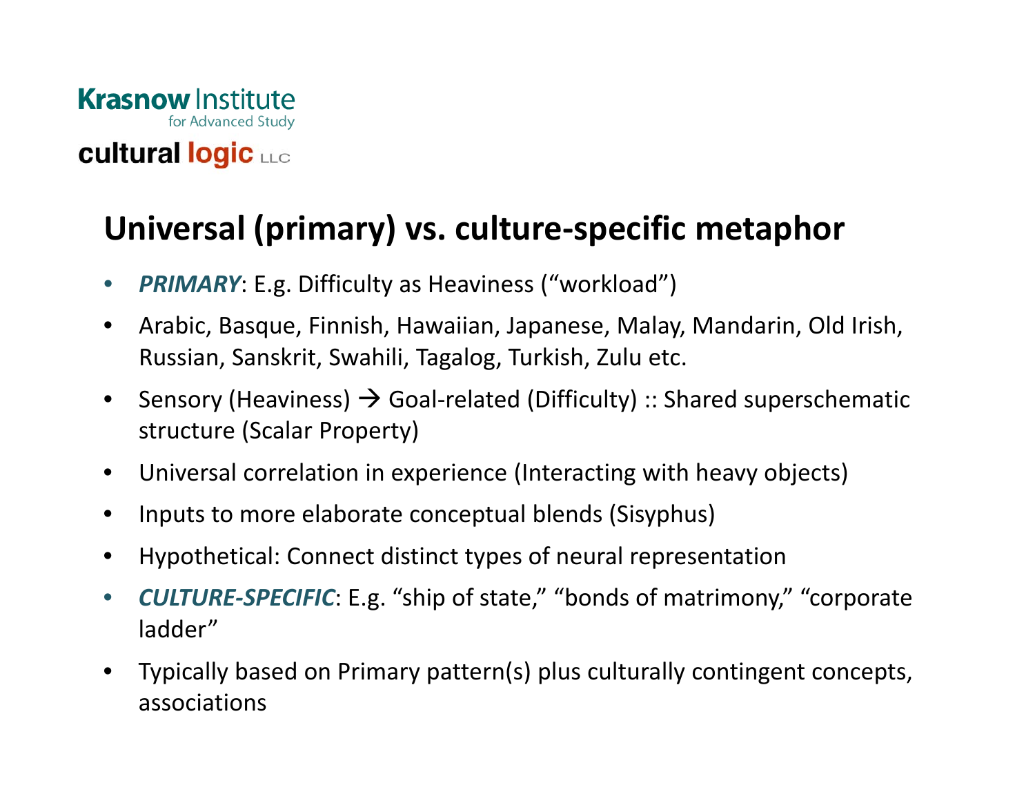Krasnow Institute for Advanced Study

cultural logic LLC

## Universal (primary) vs. culture-specific metaphor

- ***PRIMARY***: E.g. Difficulty as Heaviness ("workload")
- Arabic, Basque, Finnish, Hawaiian, Japanese, Malay, Mandarin, Old Irish, Russian, Sanskrit, Swahili, Tagalog, Turkish, Zulu etc.
- Sensory (Heaviness) → Goal-related (Difficulty) :: Shared superschematic structure (Scalar Property)
- Universal correlation in experience (Interacting with heavy objects)
- Inputs to more elaborate conceptual blends (Sisyphus)
- Hypothetical: Connect distinct types of neural representation
- ***CULTURE-SPECIFIC***: E.g. "ship of state," "bonds of matrimony," "corporate ladder"
- Typically based on Primary pattern(s) plus culturally contingent concepts, associations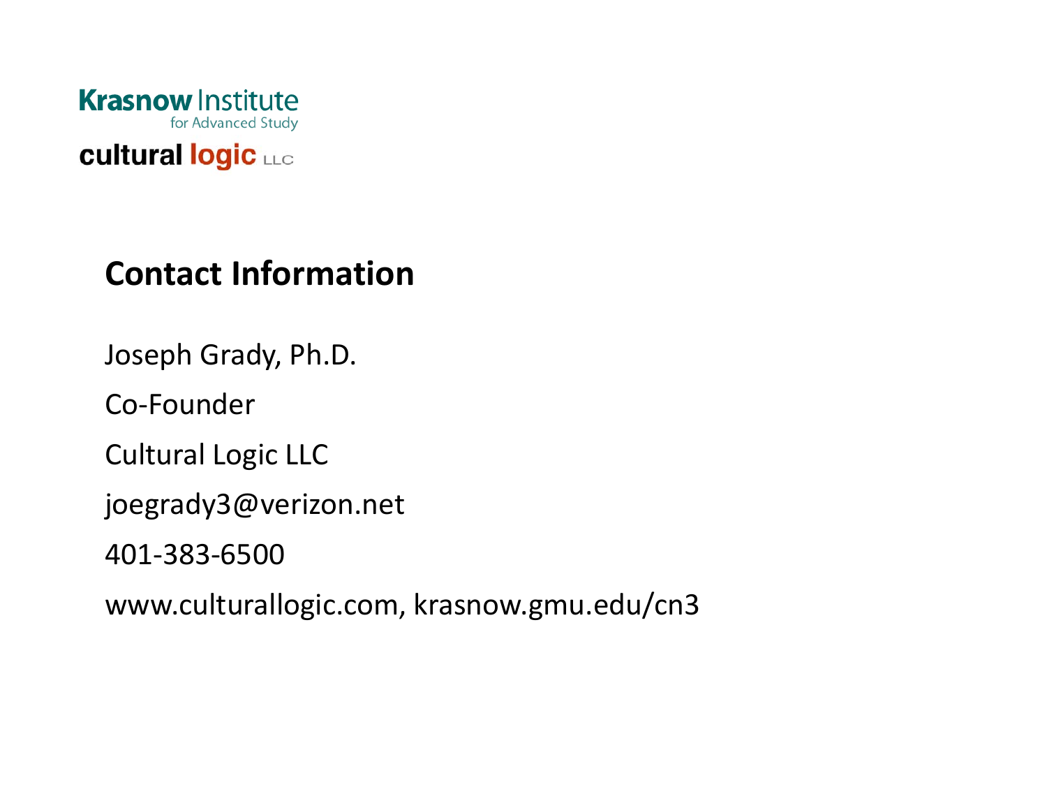Krasnow Institute
for Advanced Study

cultural logic LLC

## Contact Information

Joseph Grady, Ph.D.

Co-Founder

Cultural Logic LLC

joegrady3@verizon.net

401-383-6500

www.culturallogic.com, krasnow.gmu.edu/cn3